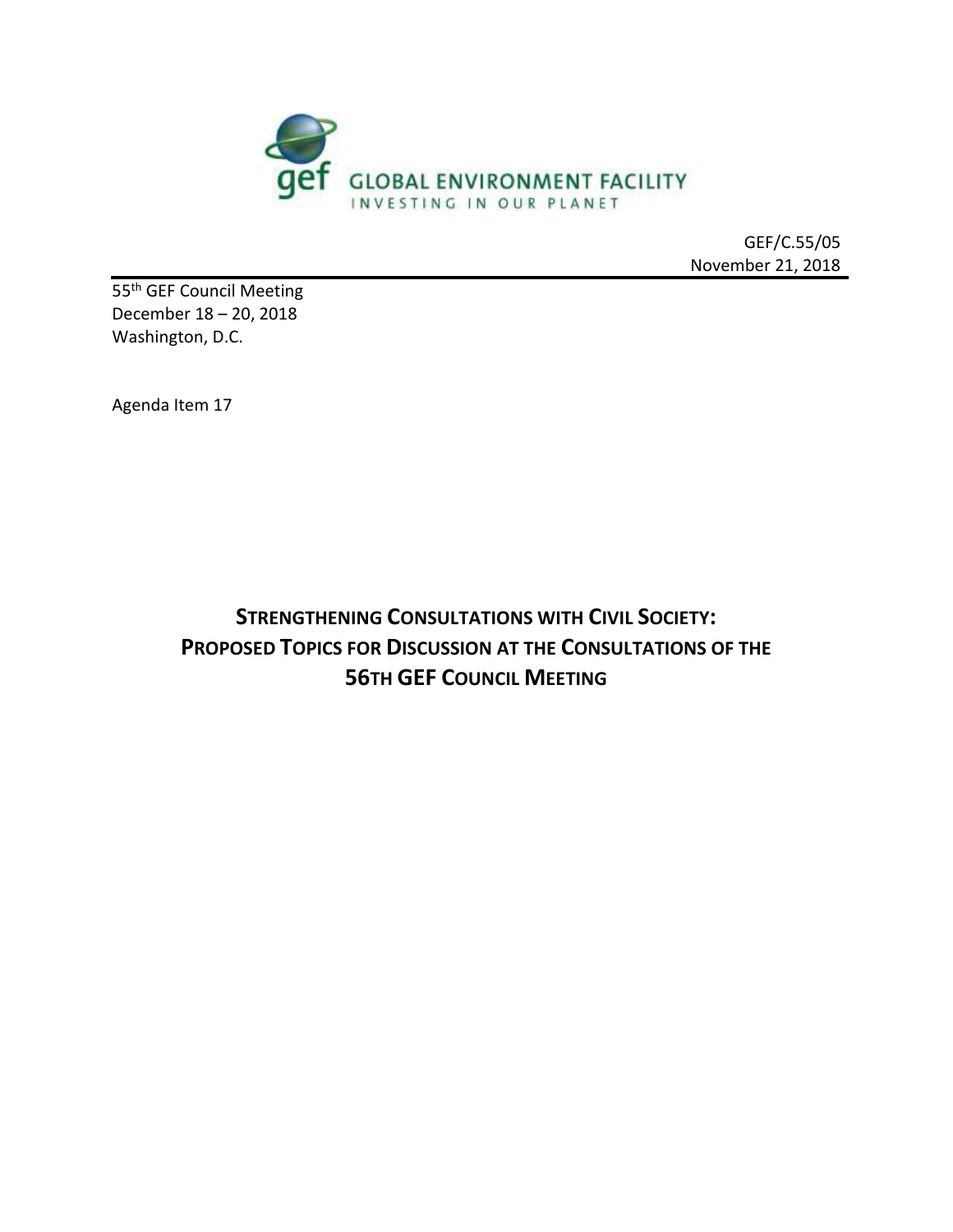GLOBAL ENVIRONMENT FACILITY
INVESTING IN OUR PLANET

GEF/C.55/05
November 21, 2018

55th GEF Council Meeting
December 18 – 20, 2018
Washington, D.C.

Agenda Item 17

# STRENGTHENING CONSULTATIONS WITH CIVIL SOCIETY: PROPOSED TOPICS FOR DISCUSSION AT THE CONSULTATIONS OF THE 56TH GEF COUNCIL MEETING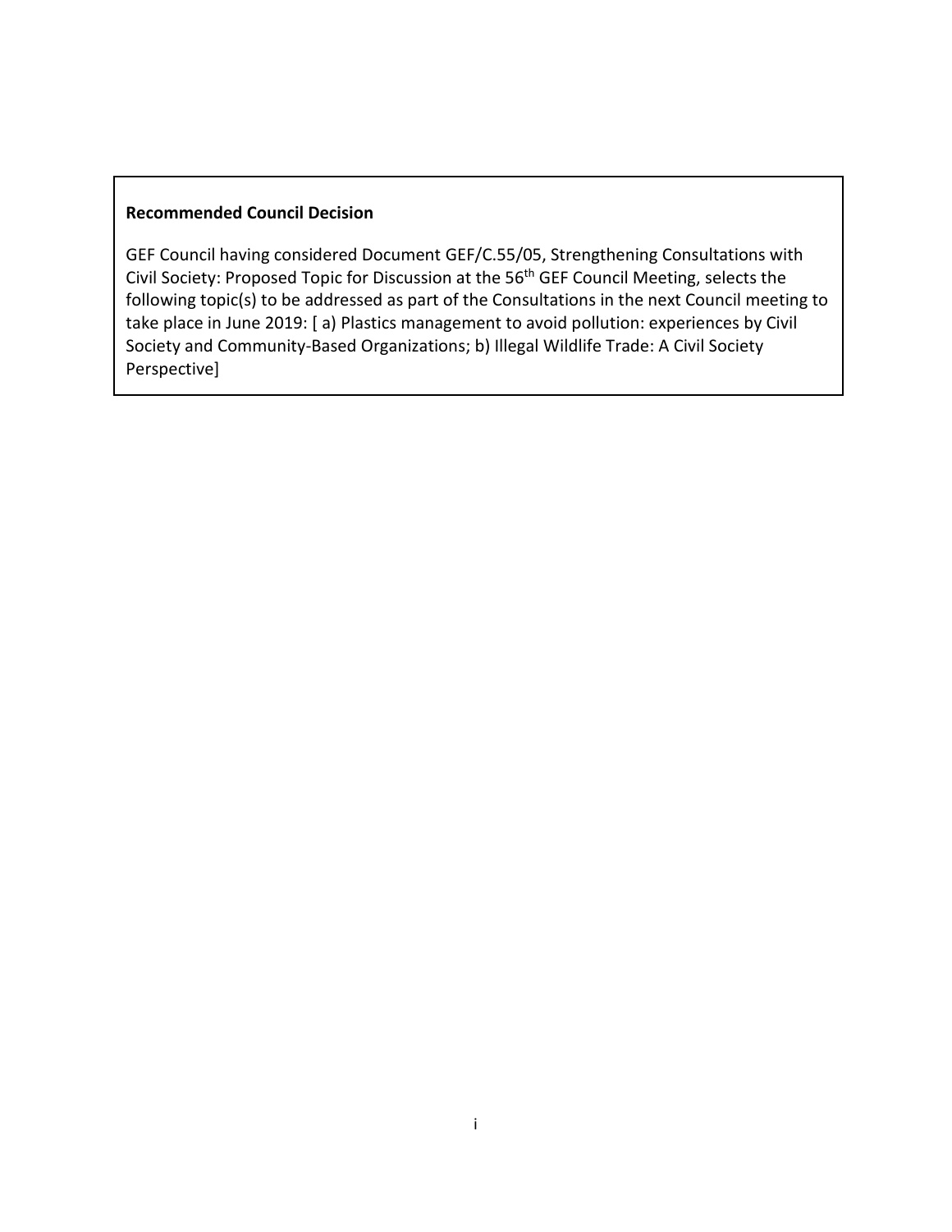**Recommended Council Decision**

GEF Council having considered Document GEF/C.55/05, Strengthening Consultations with Civil Society: Proposed Topic for Discussion at the 56th GEF Council Meeting, selects the following topic(s) to be addressed as part of the Consultations in the next Council meeting to take place in June 2019: [ a) Plastics management to avoid pollution: experiences by Civil Society and Community-Based Organizations; b) Illegal Wildlife Trade: A Civil Society Perspective]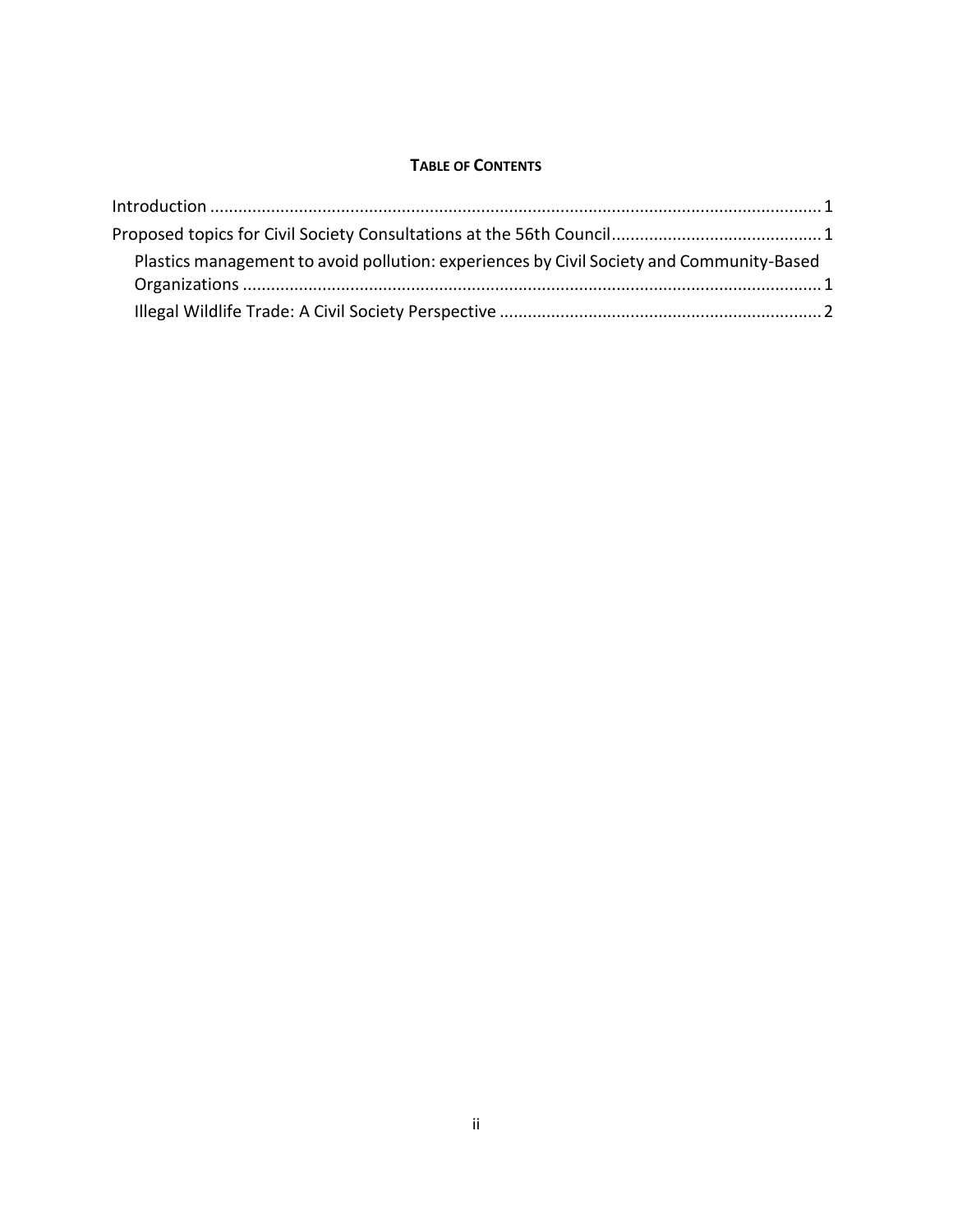**TABLE OF CONTENTS**

Introduction ........................................................................................................................ 1

Proposed topics for Civil Society Consultations at the 56th Council ............................................ 1

- Plastics management to avoid pollution: experiences by Civil Society and Community-Based Organizations ........................................................................................................... 1
- Illegal Wildlife Trade: A Civil Society Perspective .................................................................... 2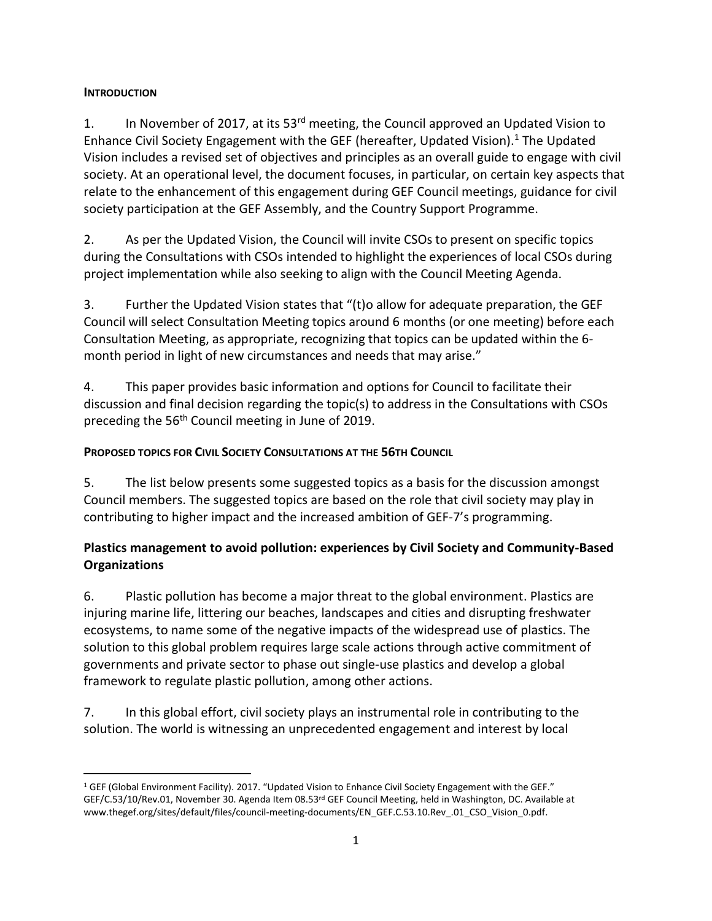## INTRODUCTION

1. In November of 2017, at its 53rd meeting, the Council approved an Updated Vision to Enhance Civil Society Engagement with the GEF (hereafter, Updated Vision).[1] The Updated Vision includes a revised set of objectives and principles as an overall guide to engage with civil society. At an operational level, the document focuses, in particular, on certain key aspects that relate to the enhancement of this engagement during GEF Council meetings, guidance for civil society participation at the GEF Assembly, and the Country Support Programme.

2. As per the Updated Vision, the Council will invite CSOs to present on specific topics during the Consultations with CSOs intended to highlight the experiences of local CSOs during project implementation while also seeking to align with the Council Meeting Agenda.

3. Further the Updated Vision states that "(t)o allow for adequate preparation, the GEF Council will select Consultation Meeting topics around 6 months (or one meeting) before each Consultation Meeting, as appropriate, recognizing that topics can be updated within the 6-month period in light of new circumstances and needs that may arise."

4. This paper provides basic information and options for Council to facilitate their discussion and final decision regarding the topic(s) to address in the Consultations with CSOs preceding the 56th Council meeting in June of 2019.

## PROPOSED TOPICS FOR CIVIL SOCIETY CONSULTATIONS AT THE 56TH COUNCIL

5. The list below presents some suggested topics as a basis for the discussion amongst Council members. The suggested topics are based on the role that civil society may play in contributing to higher impact and the increased ambition of GEF-7's programming.

### Plastics management to avoid pollution: experiences by Civil Society and Community-Based Organizations

6. Plastic pollution has become a major threat to the global environment. Plastics are injuring marine life, littering our beaches, landscapes and cities and disrupting freshwater ecosystems, to name some of the negative impacts of the widespread use of plastics. The solution to this global problem requires large scale actions through active commitment of governments and private sector to phase out single-use plastics and develop a global framework to regulate plastic pollution, among other actions.

7. In this global effort, civil society plays an instrumental role in contributing to the solution. The world is witnessing an unprecedented engagement and interest by local

[1] GEF (Global Environment Facility). 2017. "Updated Vision to Enhance Civil Society Engagement with the GEF." GEF/C.53/10/Rev.01, November 30. Agenda Item 08.53rd GEF Council Meeting, held in Washington, DC. Available at www.thegef.org/sites/default/files/council-meeting-documents/EN_GEF.C.53.10.Rev_.01_CSO_Vision_0.pdf.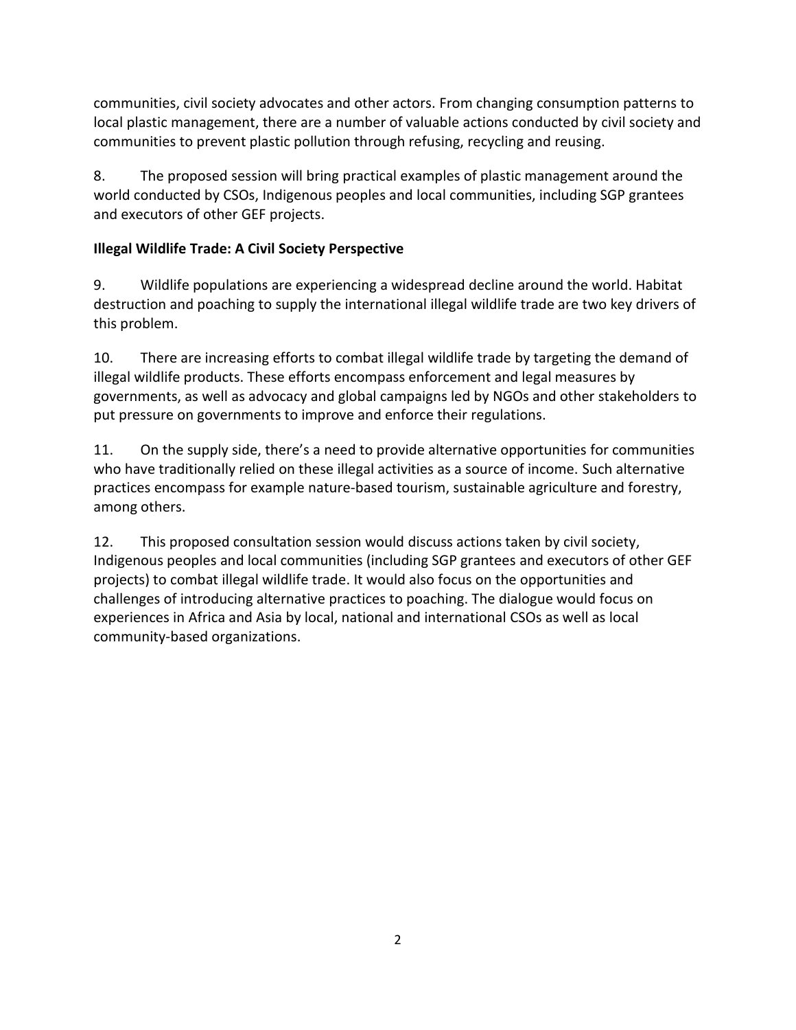communities, civil society advocates and other actors. From changing consumption patterns to local plastic management, there are a number of valuable actions conducted by civil society and communities to prevent plastic pollution through refusing, recycling and reusing.

8. The proposed session will bring practical examples of plastic management around the world conducted by CSOs, Indigenous peoples and local communities, including SGP grantees and executors of other GEF projects.

**Illegal Wildlife Trade: A Civil Society Perspective**

9. Wildlife populations are experiencing a widespread decline around the world. Habitat destruction and poaching to supply the international illegal wildlife trade are two key drivers of this problem.

10. There are increasing efforts to combat illegal wildlife trade by targeting the demand of illegal wildlife products. These efforts encompass enforcement and legal measures by governments, as well as advocacy and global campaigns led by NGOs and other stakeholders to put pressure on governments to improve and enforce their regulations.

11. On the supply side, there's a need to provide alternative opportunities for communities who have traditionally relied on these illegal activities as a source of income. Such alternative practices encompass for example nature-based tourism, sustainable agriculture and forestry, among others.

12. This proposed consultation session would discuss actions taken by civil society, Indigenous peoples and local communities (including SGP grantees and executors of other GEF projects) to combat illegal wildlife trade. It would also focus on the opportunities and challenges of introducing alternative practices to poaching. The dialogue would focus on experiences in Africa and Asia by local, national and international CSOs as well as local community-based organizations.